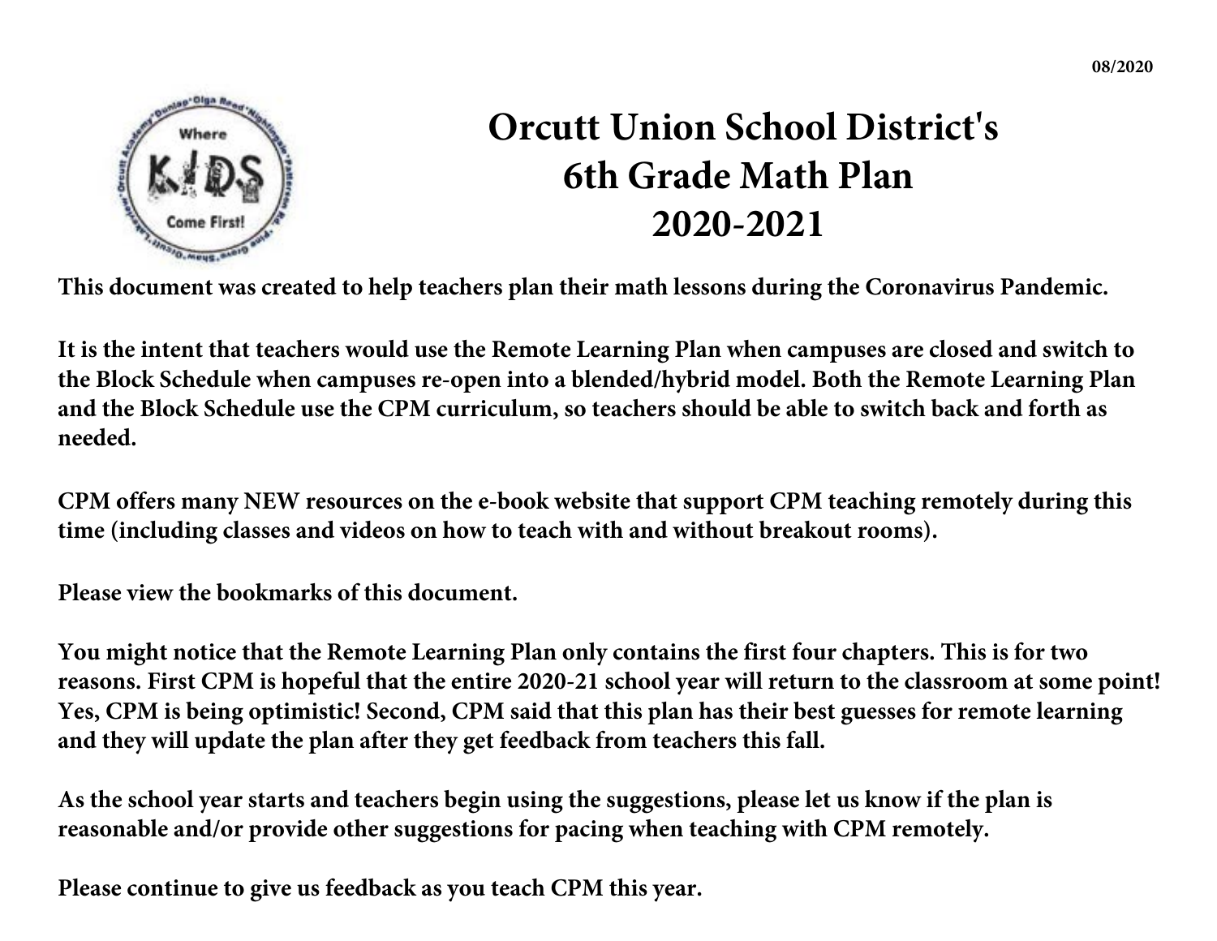08/2020

# Orcutt Union School District's 6th Grade Math Plan 2020-2021

**This document was created to help teachers plan their math lessons during the Coronavirus Pandemic.**

**It is the intent that teachers would use the Remote Learning Plan when campuses are closed and switch to the Block Schedule when campuses re-open into a blended/hybrid model. Both the Remote Learning Plan and the Block Schedule use the CPM curriculum, so teachers should be able to switch back and forth as needed.**

**CPM offers many NEW resources on the e-book website that support CPM teaching remotely during this time (including classes and videos on how to teach with and without breakout rooms).**

**Please view the bookmarks of this document.**

**You might notice that the Remote Learning Plan only contains the first four chapters. This is for two reasons. First CPM is hopeful that the entire 2020-21 school year will return to the classroom at some point! Yes, CPM is being optimistic! Second, CPM said that this plan has their best guesses for remote learning and they will update the plan after they get feedback from teachers this fall.**

**As the school year starts and teachers begin using the suggestions, please let us know if the plan is reasonable and/or provide other suggestions for pacing when teaching with CPM remotely.**

**Please continue to give us feedback as you teach CPM this year.**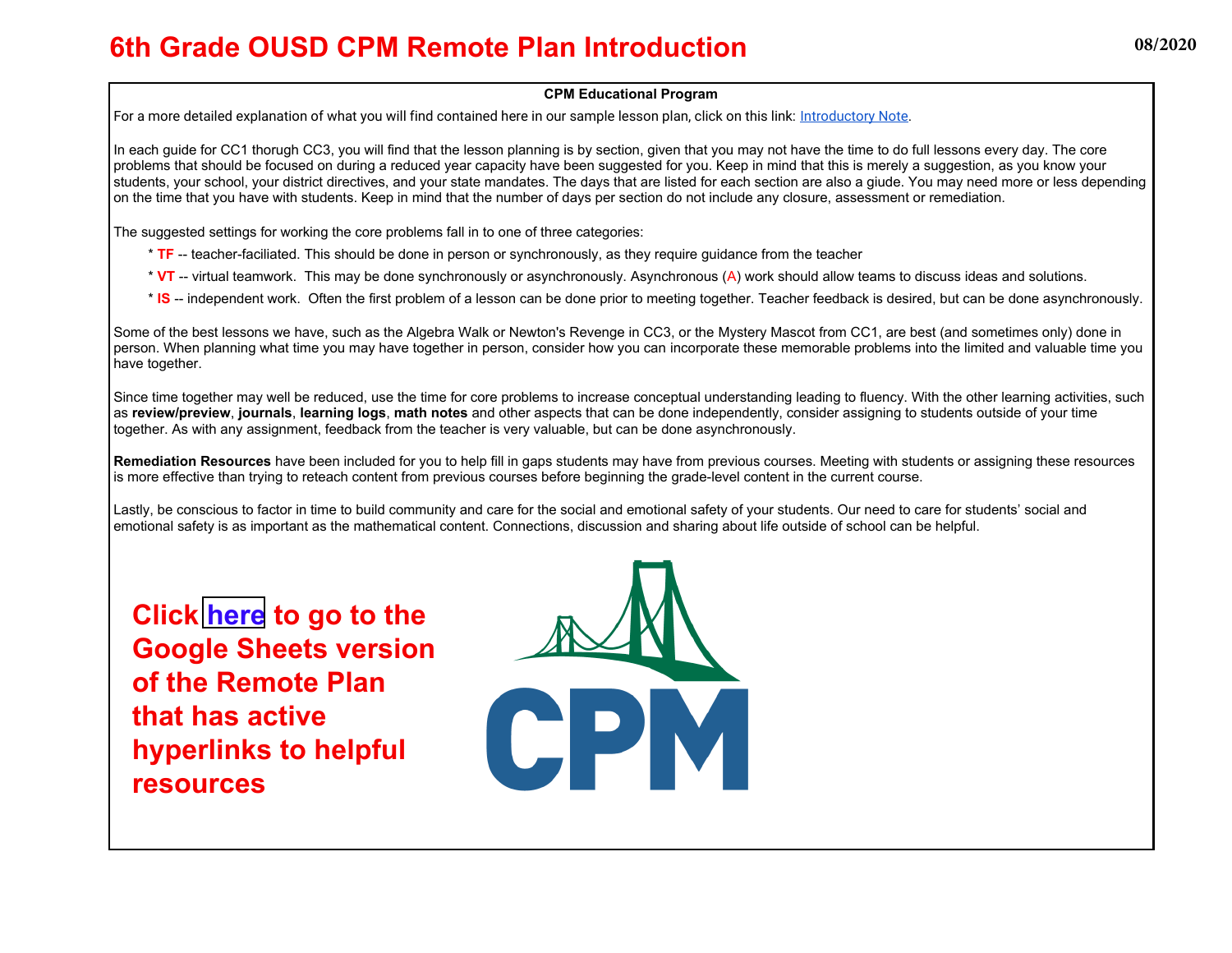# 6th Grade OUSD CPM Remote Plan Introduction

08/2020

**CPM Educational Program**

For a more detailed explanation of what you will find contained here in our sample lesson plan, click on this link: Introductory Note.

In each guide for CC1 thorugh CC3, you will find that the lesson planning is by section, given that you may not have the time to do full lessons every day. The core problems that should be focused on during a reduced year capacity have been suggested for you. Keep in mind that this is merely a suggestion, as you know your students, your school, your district directives, and your state mandates. The days that are listed for each section are also a giude. You may need more or less depending on the time that you have with students. Keep in mind that the number of days per section do not include any closure, assessment or remediation.

The suggested settings for working the core problems fall in to one of three categories:

* **TF** -- teacher-faciliated. This should be done in person or synchronously, as they require guidance from the teacher
* **VT** -- virtual teamwork. This may be done synchronously or asynchronously. Asynchronous (A) work should allow teams to discuss ideas and solutions.
* **IS** -- independent work. Often the first problem of a lesson can be done prior to meeting together. Teacher feedback is desired, but can be done asynchronously.

Some of the best lessons we have, such as the Algebra Walk or Newton's Revenge in CC3, or the Mystery Mascot from CC1, are best (and sometimes only) done in person. When planning what time you may have together in person, consider how you can incorporate these memorable problems into the limited and valuable time you have together.

Since time together may well be reduced, use the time for core problems to increase conceptual understanding leading to fluency. With the other learning activities, such as **review/preview**, **journals**, **learning logs**, **math notes** and other aspects that can be done independently, consider assigning to students outside of your time together. As with any assignment, feedback from the teacher is very valuable, but can be done asynchronously.

**Remediation Resources** have been included for you to help fill in gaps students may have from previous courses. Meeting with students or assigning these resources is more effective than trying to reteach content from previous courses before beginning the grade-level content in the current course.

Lastly, be conscious to factor in time to build community and care for the social and emotional safety of your students. Our need to care for students' social and emotional safety is as important as the mathematical content. Connections, discussion and sharing about life outside of school can be helpful.

**Click here to go to the Google Sheets version of the Remote Plan that has active hyperlinks to helpful resources**

CPM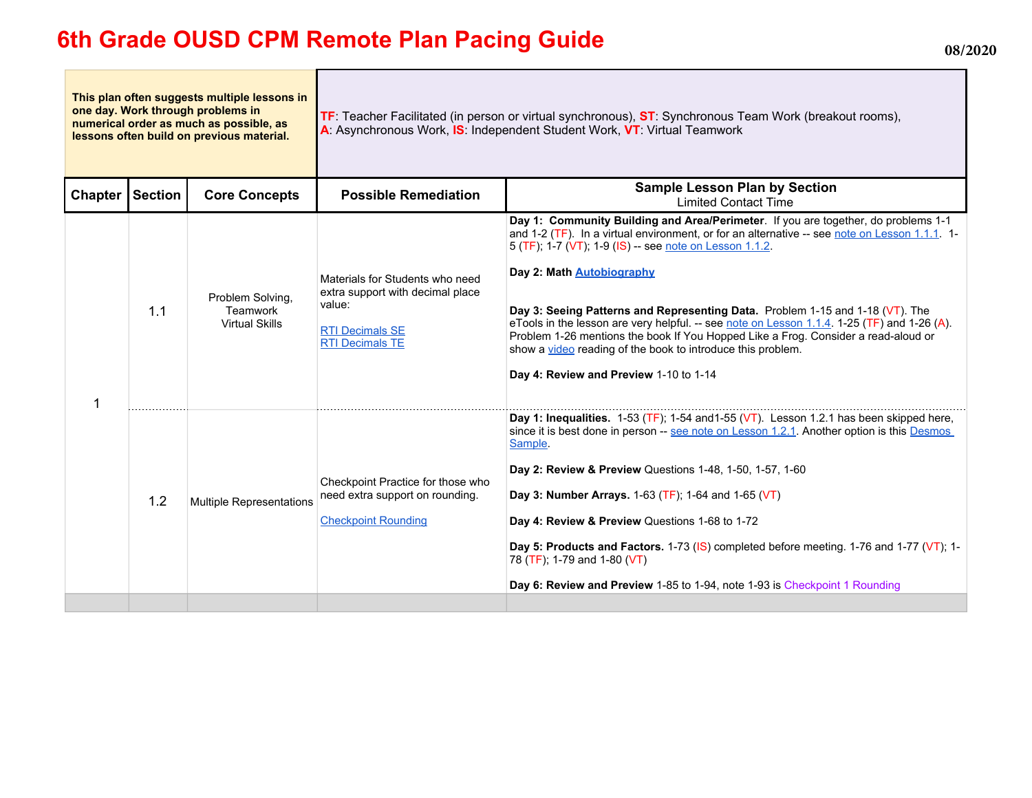# 6th Grade OUSD CPM Remote Plan Pacing Guide

**08/2020**

| **This plan often suggests multiple lessons in one day. Work through problems in numerical order as much as possible, as lessons often build on previous material.** | TF: Teacher Facilitated (in person or virtual synchronous), ST: Synchronous Team Work (breakout rooms), A: Asynchronous Work, IS: Independent Student Work, VT: Virtual Teamwork |
|---|---|

| Chapter | Section | Core Concepts | Possible Remediation | Sample Lesson Plan by Section<br>Limited Contact Time |
|---|---|---|---|---|
| 1 | 1.1 | Problem Solving, Teamwork<br>Virtual Skills | Materials for Students who need extra support with decimal place value:<br><br>RTI Decimals SE<br>RTI Decimals TE | **Day 1: Community Building and Area/Perimeter**. If you are together, do problems 1-1 and 1-2 (TF). In a virtual environment, or for an alternative -- see note on Lesson 1.1.1. 1-5 (TF); 1-7 (VT); 1-9 (IS) -- see note on Lesson 1.1.2.<br><br>**Day 2: Math Autobiography**<br><br>**Day 3: Seeing Patterns and Representing Data.** Problem 1-15 and 1-18 (VT). The eTools in the lesson are very helpful. -- see note on Lesson 1.1.4. 1-25 (TF) and 1-26 (A). Problem 1-26 mentions the book If You Hopped Like a Frog. Consider a read-aloud or show a video reading of the book to introduce this problem.<br><br>**Day 4: Review and Preview** 1-10 to 1-14 |
| | 1.2 | Multiple Representations | Checkpoint Practice for those who need extra support on rounding.<br><br>Checkpoint Rounding | **Day 1: Inequalities.** 1-53 (TF); 1-54 and1-55 (VT). Lesson 1.2.1 has been skipped here, since it is best done in person -- see note on Lesson 1.2.1. Another option is this Desmos Sample.<br><br>**Day 2: Review & Preview** Questions 1-48, 1-50, 1-57, 1-60<br><br>**Day 3: Number Arrays.** 1-63 (TF); 1-64 and 1-65 (VT)<br><br>**Day 4: Review & Preview** Questions 1-68 to 1-72<br><br>**Day 5: Products and Factors.** 1-73 (IS) completed before meeting. 1-76 and 1-77 (VT); 1-78 (TF); 1-79 and 1-80 (VT)<br><br>**Day 6: Review and Preview** 1-85 to 1-94, note 1-93 is Checkpoint 1 Rounding |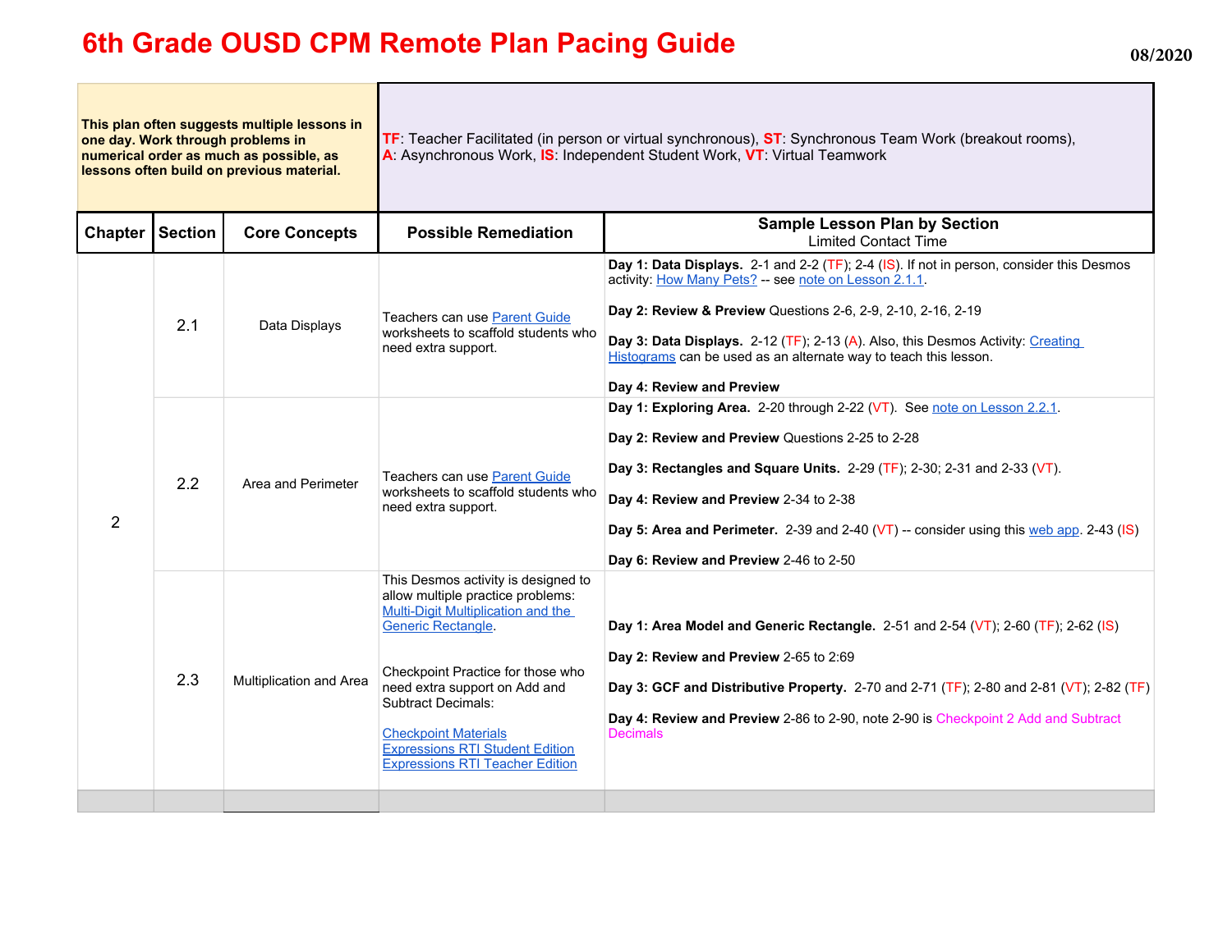# 6th Grade OUSD CPM Remote Plan Pacing Guide

08/2020

| This plan often suggests multiple lessons in one day. Work through problems in numerical order as much as possible, as lessons often build on previous material. | TF: Teacher Facilitated (in person or virtual synchronous), ST: Synchronous Team Work (breakout rooms), A: Asynchronous Work, IS: Independent Student Work, VT: Virtual Teamwork |
|---|---|

| Chapter | Section | Core Concepts | Possible Remediation | Sample Lesson Plan by Section<br>Limited Contact Time |
|---|---|---|---|---|
| 2 | 2.1 | Data Displays | Teachers can use Parent Guide worksheets to scaffold students who need extra support. | **Day 1: Data Displays.** 2-1 and 2-2 (TF); 2-4 (IS). If not in person, consider this Desmos activity: How Many Pets? -- see note on Lesson 2.1.1.<br><br>**Day 2: Review & Preview** Questions 2-6, 2-9, 2-10, 2-16, 2-19<br><br>**Day 3: Data Displays.** 2-12 (TF); 2-13 (A). Also, this Desmos Activity: Creating Histograms can be used as an alternate way to teach this lesson.<br><br>**Day 4: Review and Preview** |
| | 2.2 | Area and Perimeter | Teachers can use Parent Guide worksheets to scaffold students who need extra support. | **Day 1: Exploring Area.** 2-20 through 2-22 (VT). See note on Lesson 2.2.1.<br><br>**Day 2: Review and Preview** Questions 2-25 to 2-28<br><br>**Day 3: Rectangles and Square Units.** 2-29 (TF); 2-30; 2-31 and 2-33 (VT).<br><br>**Day 4: Review and Preview** 2-34 to 2-38<br><br>**Day 5: Area and Perimeter.** 2-39 and 2-40 (VT) -- consider using this web app. 2-43 (IS)<br><br>**Day 6: Review and Preview** 2-46 to 2-50 |
| | 2.3 | Multiplication and Area | This Desmos activity is designed to allow multiple practice problems: Multi-Digit Multiplication and the Generic Rectangle.<br><br>Checkpoint Practice for those who need extra support on Add and Subtract Decimals:<br><br>Checkpoint Materials<br>Expressions RTI Student Edition<br>Expressions RTI Teacher Edition | **Day 1: Area Model and Generic Rectangle.** 2-51 and 2-54 (VT); 2-60 (TF); 2-62 (IS)<br><br>**Day 2: Review and Preview** 2-65 to 2:69<br><br>**Day 3: GCF and Distributive Property.** 2-70 and 2-71 (TF); 2-80 and 2-81 (VT); 2-82 (TF)<br><br>**Day 4: Review and Preview** 2-86 to 2-90, note 2-90 is Checkpoint 2 Add and Subtract Decimals |
| | | | | |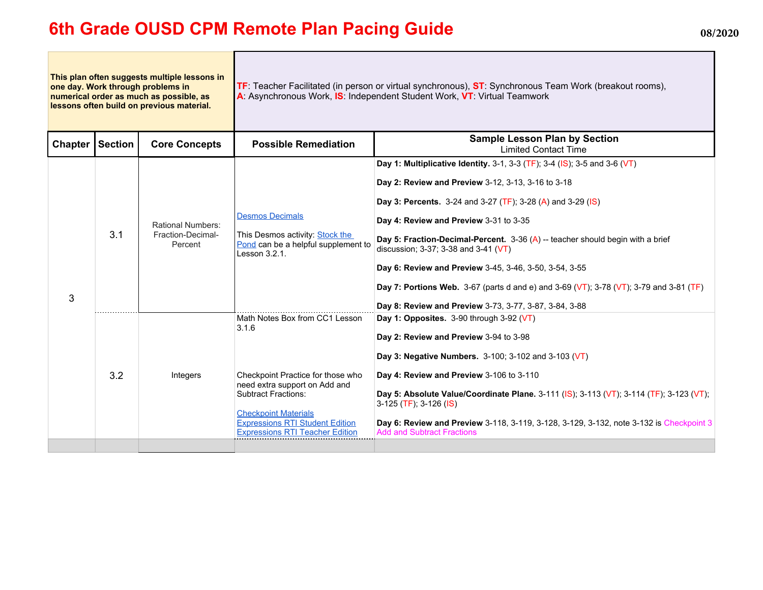# 6th Grade OUSD CPM Remote Plan Pacing Guide

08/2020

| **This plan often suggests multiple lessons in one day. Work through problems in numerical order as much as possible, as lessons often build on previous material.** | **TF**: Teacher Facilitated (in person or virtual synchronous), **ST**: Synchronous Team Work (breakout rooms), **A**: Asynchronous Work, **IS**: Independent Student Work, **VT**: Virtual Teamwork |
|---|---|

| Chapter | Section | Core Concepts | Possible Remediation | Sample Lesson Plan by Section<br>Limited Contact Time |
|---|---|---|---|---|
| 3 | 3.1 | Rational Numbers: Fraction-Decimal-Percent | Desmos Decimals<br><br>This Desmos activity: Stock the Pond can be a helpful supplement to Lesson 3.2.1. | **Day 1: Multiplicative Identity.** 3-1, 3-3 (TF); 3-4 (IS); 3-5 and 3-6 (VT)<br><br>**Day 2: Review and Preview** 3-12, 3-13, 3-16 to 3-18<br><br>**Day 3: Percents.** 3-24 and 3-27 (TF); 3-28 (A) and 3-29 (IS)<br><br>**Day 4: Review and Preview** 3-31 to 3-35<br><br>**Day 5: Fraction-Decimal-Percent.** 3-36 (A) -- teacher should begin with a brief discussion; 3-37; 3-38 and 3-41 (VT)<br><br>**Day 6: Review and Preview** 3-45, 3-46, 3-50, 3-54, 3-55<br><br>**Day 7: Portions Web.** 3-67 (parts d and e) and 3-69 (VT); 3-78 (VT); 3-79 and 3-81 (TF)<br><br>**Day 8: Review and Preview** 3-73, 3-77, 3-87, 3-84, 3-88 |
| | 3.2 | Integers | Math Notes Box from CC1 Lesson 3.1.6<br><br>Checkpoint Practice for those who need extra support on Add and Subtract Fractions:<br><br>Checkpoint Materials<br>Expressions RTI Student Edition<br>Expressions RTI Teacher Edition | **Day 1: Opposites.** 3-90 through 3-92 (VT)<br><br>**Day 2: Review and Preview** 3-94 to 3-98<br><br>**Day 3: Negative Numbers.** 3-100; 3-102 and 3-103 (VT)<br><br>**Day 4: Review and Preview** 3-106 to 3-110<br><br>**Day 5: Absolute Value/Coordinate Plane.** 3-111 (IS); 3-113 (VT); 3-114 (TF); 3-123 (VT); 3-125 (TF); 3-126 (IS)<br><br>**Day 6: Review and Preview** 3-118, 3-119, 3-128, 3-129, 3-132, note 3-132 is Checkpoint 3 Add and Subtract Fractions |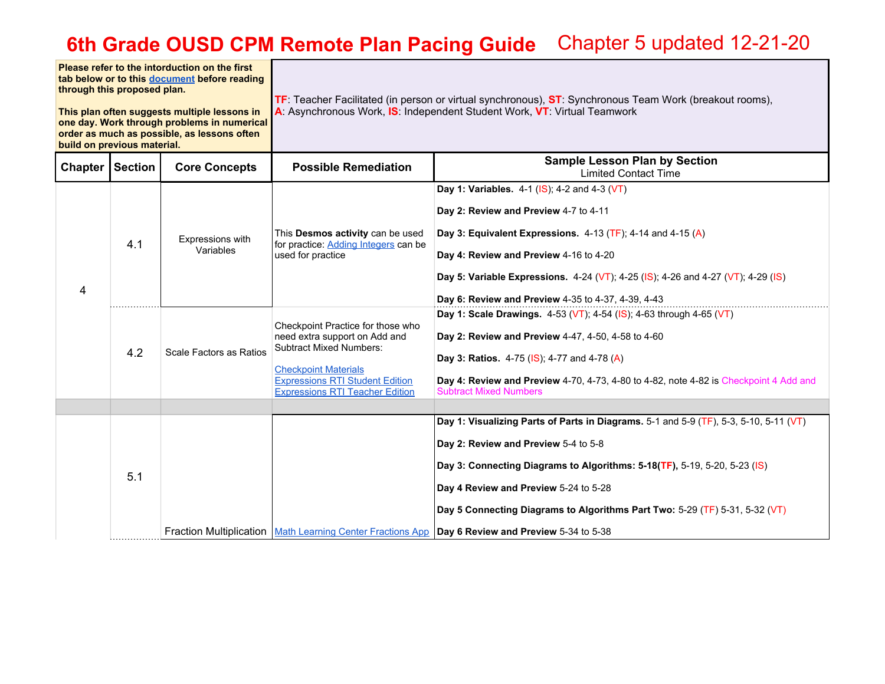# 6th Grade OUSD CPM Remote Plan Pacing Guide

Chapter 5 updated 12-21-20

**Please refer to the intorduction on the first tab below or to this document before reading through this proposed plan.**

**This plan often suggests multiple lessons in one day. Work through problems in numerical order as much as possible, as lessons often build on previous material.**

**TF**: Teacher Facilitated (in person or virtual synchronous), **ST**: Synchronous Team Work (breakout rooms), **A**: Asynchronous Work, **IS**: Independent Student Work, **VT**: Virtual Teamwork

| Chapter | Section | Core Concepts | Possible Remediation | Sample Lesson Plan by Section<br>Limited Contact Time |
|---|---|---|---|---|
| 4 | 4.1 | Expressions with Variables | This **Desmos activity** can be used for practice: Adding Integers can be used for practice | **Day 1: Variables.** 4-1 (IS); 4-2 and 4-3 (VT)<br><br>**Day 2: Review and Preview** 4-7 to 4-11<br><br>**Day 3: Equivalent Expressions.** 4-13 (TF); 4-14 and 4-15 (A)<br><br>**Day 4: Review and Preview** 4-16 to 4-20<br><br>**Day 5: Variable Expressions.** 4-24 (VT); 4-25 (IS); 4-26 and 4-27 (VT); 4-29 (IS)<br><br>**Day 6: Review and Preview** 4-35 to 4-37, 4-39, 4-43 |
| | 4.2 | Scale Factors as Ratios | Checkpoint Practice for those who need extra support on Add and Subtract Mixed Numbers:<br><br>Checkpoint Materials<br>Expressions RTI Student Edition<br>Expressions RTI Teacher Edition | **Day 1: Scale Drawings.** 4-53 (VT); 4-54 (IS); 4-63 through 4-65 (VT)<br><br>**Day 2: Review and Preview** 4-47, 4-50, 4-58 to 4-60<br><br>**Day 3: Ratios.** 4-75 (IS); 4-77 and 4-78 (A)<br><br>**Day 4: Review and Preview** 4-70, 4-73, 4-80 to 4-82, note 4-82 is Checkpoint 4 Add and Subtract Mixed Numbers |
| | | | | |
| | 5.1 | Fraction Multiplication | Math Learning Center Fractions App | **Day 1: Visualizing Parts of Parts in Diagrams.** 5-1 and 5-9 (TF), 5-3, 5-10, 5-11 (VT)<br><br>**Day 2: Review and Preview** 5-4 to 5-8<br><br>**Day 3: Connecting Diagrams to Algorithms: 5-18(TF),** 5-19, 5-20, 5-23 (IS)<br><br>**Day 4 Review and Preview** 5-24 to 5-28<br><br>**Day 5 Connecting Diagrams to Algorithms Part Two:** 5-29 (TF) 5-31, 5-32 (VT)<br><br>**Day 6 Review and Preview** 5-34 to 5-38 |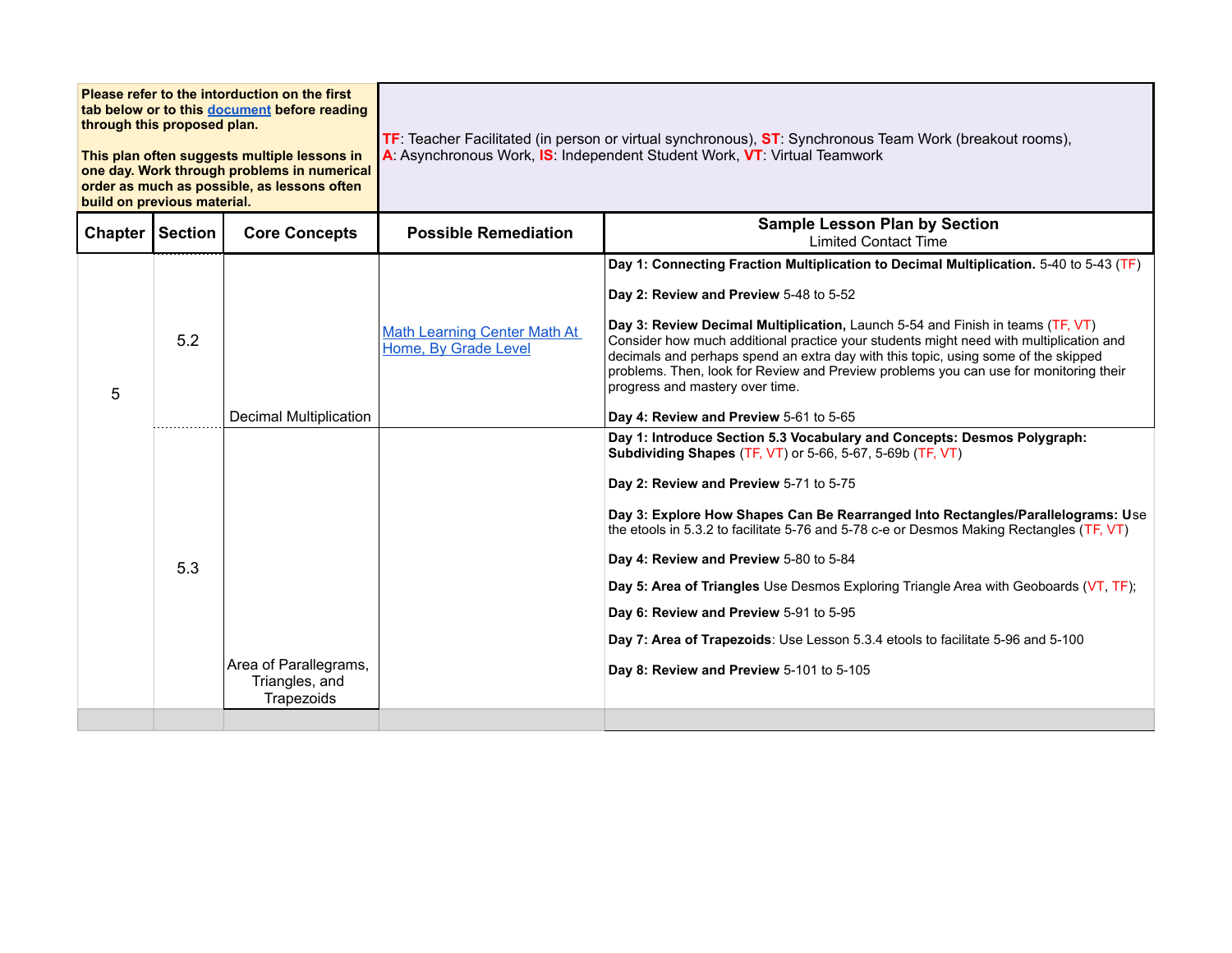| Please refer to the intorduction on the first tab below or to this document before reading through this proposed plan.<br><br>This plan often suggests multiple lessons in one day. Work through problems in numerical order as much as possible, as lessons often build on previous material. | | | | **TF**: Teacher Facilitated (in person or virtual synchronous), **ST**: Synchronous Team Work (breakout rooms), **A**: Asynchronous Work, **IS**: Independent Student Work, **VT**: Virtual Teamwork |
|---|---|---|---|---|
| **Chapter** | **Section** | **Core Concepts** | **Possible Remediation** | **Sample Lesson Plan by Section**<br>Limited Contact Time |
| 5 | 5.2 | Decimal Multiplication | Math Learning Center Math At Home, By Grade Level | **Day 1: Connecting Fraction Multiplication to Decimal Multiplication.** 5-40 to 5-43 (TF)<br><br>**Day 2: Review and Preview** 5-48 to 5-52<br><br>**Day 3: Review Decimal Multiplication,** Launch 5-54 and Finish in teams (TF, VT) Consider how much additional practice your students might need with multiplication and decimals and perhaps spend an extra day with this topic, using some of the skipped problems. Then, look for Review and Preview problems you can use for monitoring their progress and mastery over time.<br><br>**Day 4: Review and Preview** 5-61 to 5-65 |
| | 5.3 | Area of Parallegrams, Triangles, and Trapezoids | | **Day 1: Introduce Section 5.3 Vocabulary and Concepts: Desmos Polygraph: Subdividing Shapes** (TF, VT) or 5-66, 5-67, 5-69b (TF, VT)<br><br>**Day 2: Review and Preview** 5-71 to 5-75<br><br>**Day 3: Explore How Shapes Can Be Rearranged Into Rectangles/Parallelograms: U**se the etools in 5.3.2 to facilitate 5-76 and 5-78 c-e or Desmos Making Rectangles (TF, VT)<br><br>**Day 4: Review and Preview** 5-80 to 5-84<br><br>**Day 5: Area of Triangles** Use Desmos Exploring Triangle Area with Geoboards (VT, TF);<br><br>**Day 6: Review and Preview** 5-91 to 5-95<br><br>**Day 7: Area of Trapezoids**: Use Lesson 5.3.4 etools to facilitate 5-96 and 5-100<br><br>**Day 8: Review and Preview** 5-101 to 5-105 |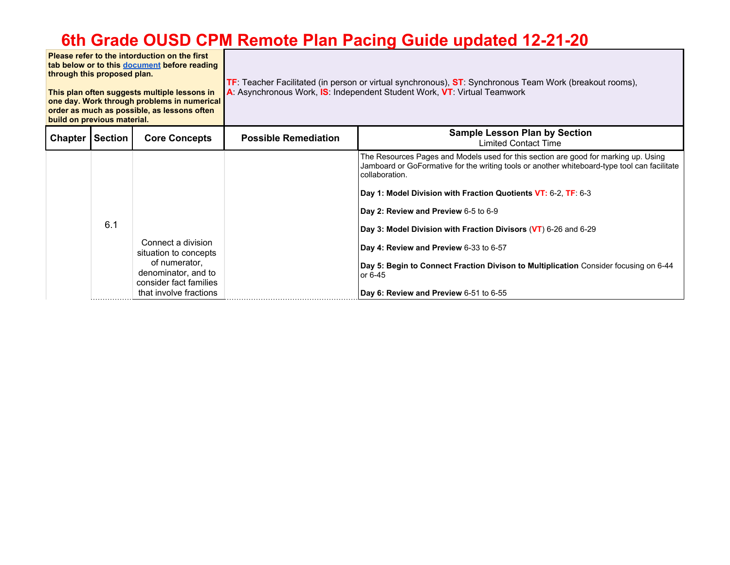# 6th Grade OUSD CPM Remote Plan Pacing Guide updated 12-21-20

| | |
|---|---|
| **Please refer to the intorduction on the first tab below or to this [document](#) before reading through this proposed plan.**<br><br>**This plan often suggests multiple lessons in one day. Work through problems in numerical order as much as possible, as lessons often build on previous material.** | **TF**: Teacher Facilitated (in person or virtual synchronous), **ST**: Synchronous Team Work (breakout rooms), **A**: Asynchronous Work, **IS**: Independent Student Work, **VT**: Virtual Teamwork |

| Chapter | Section | Core Concepts | Possible Remediation | Sample Lesson Plan by Section<br>Limited Contact Time |
|---|---|---|---|---|
| | 6.1 | Connect a division situation to concepts of numerator, denominator, and to consider fact families that involve fractions | | The Resources Pages and Models used for this section are good for marking up. Using Jamboard or GoFormative for the writing tools or another whiteboard-type tool can facilitate collaboration.<br><br>**Day 1: Model Division with Fraction Quotients VT:** 6-2, **TF**: 6-3<br><br>**Day 2: Review and Preview** 6-5 to 6-9<br><br>**Day 3: Model Division with Fraction Divisors** (**VT**) 6-26 and 6-29<br><br>**Day 4: Review and Preview** 6-33 to 6-57<br><br>**Day 5: Begin to Connect Fraction Divison to Multiplication** Consider focusing on 6-44 or 6-45<br><br>**Day 6: Review and Preview** 6-51 to 6-55 |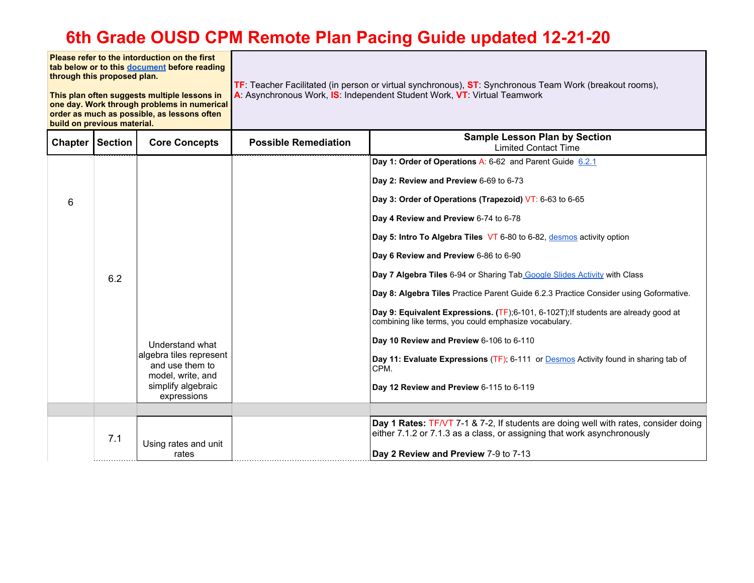# 6th Grade OUSD CPM Remote Plan Pacing Guide updated 12-21-20

| **Please refer to the intorduction on the first tab below or to this document before reading through this proposed plan.**<br><br>**This plan often suggests multiple lessons in one day. Work through problems in numerical order as much as possible, as lessons often build on previous material.** | **TF**: Teacher Facilitated (in person or virtual synchronous), **ST**: Synchronous Team Work (breakout rooms), **A**: Asynchronous Work, **IS**: Independent Student Work, **VT**: Virtual Teamwork |
|---|---|

| Chapter | Section | Core Concepts | Possible Remediation | Sample Lesson Plan by Section<br>Limited Contact Time |
|---|---|---|---|---|
| 6 | 6.2 | Understand what algebra tiles represent and use them to model, write, and simplify algebraic expressions | | **Day 1: Order of Operations** A: 6-62 and Parent Guide 6.2.1<br><br>**Day 2: Review and Preview** 6-69 to 6-73<br><br>**Day 3: Order of Operations (Trapezoid)** VT: 6-63 to 6-65<br><br>**Day 4 Review and Preview** 6-74 to 6-78<br><br>**Day 5: Intro To Algebra Tiles** VT 6-80 to 6-82, desmos activity option<br><br>**Day 6 Review and Preview** 6-86 to 6-90<br><br>**Day 7 Algebra Tiles** 6-94 or Sharing Tab Google Slides Activity with Class<br><br>**Day 8: Algebra Tiles** Practice Parent Guide 6.2.3 Practice Consider using Goformative.<br><br>**Day 9: Equivalent Expressions.** (TF);6-101, 6-102T);If students are already good at combining like terms, you could emphasize vocabulary.<br><br>**Day 10 Review and Preview** 6-106 to 6-110<br><br>**Day 11: Evaluate Expressions** (TF); 6-111 or Desmos Activity found in sharing tab of CPM.<br><br>**Day 12 Review and Preview** 6-115 to 6-119 |
| | | | | |
| | 7.1 | Using rates and unit rates | | **Day 1 Rates:** TF/VT 7-1 & 7-2, If students are doing well with rates, consider doing either 7.1.2 or 7.1.3 as a class, or assigning that work asynchronously<br><br>**Day 2 Review and Preview** 7-9 to 7-13 |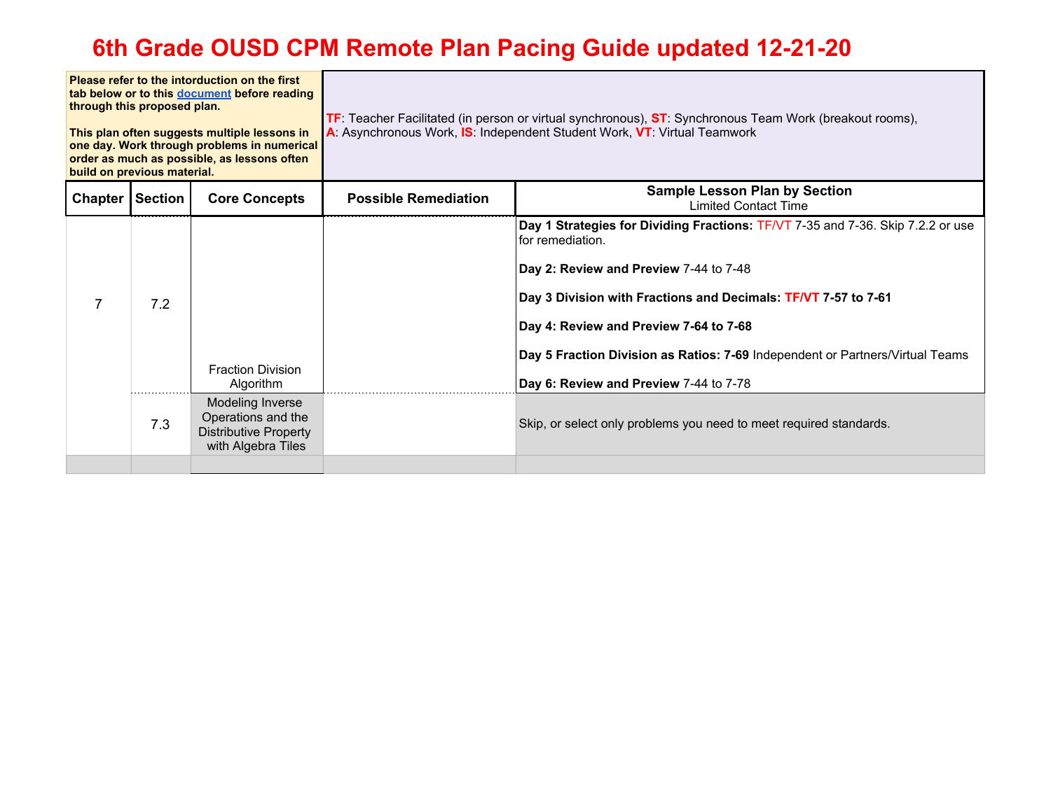# 6th Grade OUSD CPM Remote Plan Pacing Guide updated 12-21-20

| **Please refer to the intorduction on the first tab below or to this [document](#) before reading through this proposed plan.**<br><br>**This plan often suggests multiple lessons in one day. Work through problems in numerical order as much as possible, as lessons often build on previous material.** | **TF**: Teacher Facilitated (in person or virtual synchronous), **ST**: Synchronous Team Work (breakout rooms), **A**: Asynchronous Work, **IS**: Independent Student Work, **VT**: Virtual Teamwork |
|---|---|

| Chapter | Section | Core Concepts | Possible Remediation | Sample Lesson Plan by Section<br>Limited Contact Time |
|---|---|---|---|---|
| 7 | 7.2 | Fraction Division Algorithm | | **Day 1 Strategies for Dividing Fractions:** TF/VT 7-35 and 7-36. Skip 7.2.2 or use for remediation.<br><br>**Day 2: Review and Preview** 7-44 to 7-48<br><br>**Day 3 Division with Fractions and Decimals: TF/VT 7-57 to 7-61**<br><br>**Day 4: Review and Preview 7-64 to 7-68**<br><br>**Day 5 Fraction Division as Ratios: 7-69** Independent or Partners/Virtual Teams<br><br>**Day 6: Review and Preview** 7-44 to 7-78 |
| | 7.3 | Modeling Inverse Operations and the Distributive Property with Algebra Tiles | | Skip, or select only problems you need to meet required standards. |
| | | | | |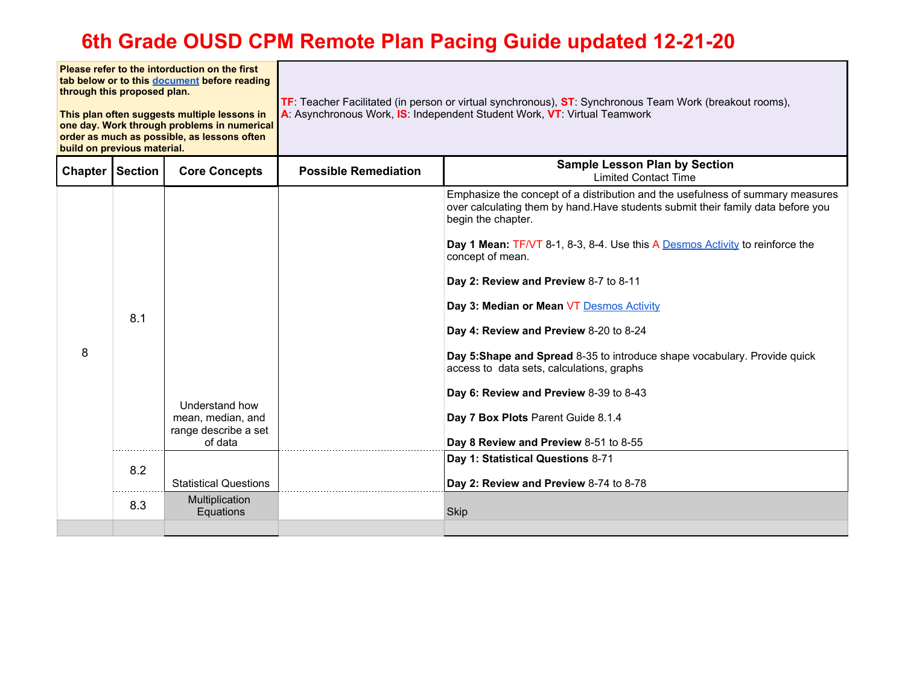# 6th Grade OUSD CPM Remote Plan Pacing Guide updated 12-21-20

| **Please refer to the intorduction on the first tab below or to this document before reading through this proposed plan.**<br><br>**This plan often suggests multiple lessons in one day. Work through problems in numerical order as much as possible, as lessons often build on previous material.** | **TF**: Teacher Facilitated (in person or virtual synchronous), **ST**: Synchronous Team Work (breakout rooms), **A**: Asynchronous Work, **IS**: Independent Student Work, **VT**: Virtual Teamwork |
|---|---|

| Chapter | Section | Core Concepts | Possible Remediation | Sample Lesson Plan by Section<br>Limited Contact Time |
|---|---|---|---|---|
| 8 | 8.1 | Understand how mean, median, and range describe a set of data | | Emphasize the concept of a distribution and the usefulness of summary measures over calculating them by hand.Have students submit their family data before you begin the chapter.<br><br>**Day 1 Mean:** TF/VT 8-1, 8-3, 8-4. Use this A Desmos Activity to reinforce the concept of mean.<br><br>**Day 2: Review and Preview** 8-7 to 8-11<br><br>**Day 3: Median or Mean** VT Desmos Activity<br><br>**Day 4: Review and Preview** 8-20 to 8-24<br><br>**Day 5:Shape and Spread** 8-35 to introduce shape vocabulary. Provide quick access to data sets, calculations, graphs<br><br>**Day 6: Review and Preview** 8-39 to 8-43<br><br>**Day 7 Box Plots** Parent Guide 8.1.4<br><br>**Day 8 Review and Preview** 8-51 to 8-55 |
| | 8.2 | Statistical Questions | | **Day 1: Statistical Questions** 8-71<br><br>**Day 2: Review and Preview** 8-74 to 8-78 |
| | 8.3 | Multiplication Equations | | Skip |
| | | | | |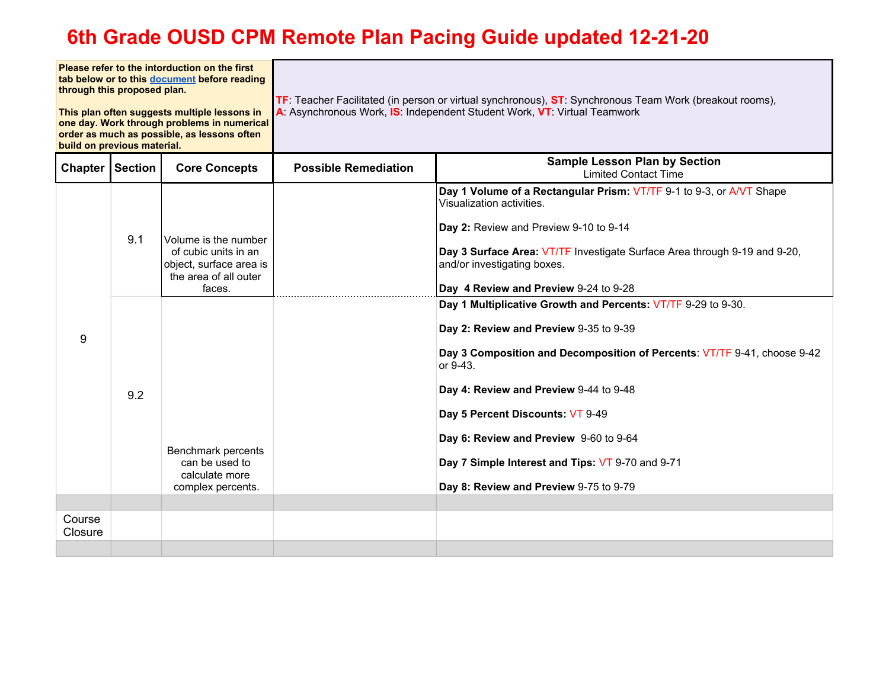# 6th Grade OUSD CPM Remote Plan Pacing Guide updated 12-21-20

| **Please refer to the intorduction on the first tab below or to this document before reading through this proposed plan.**<br><br>**This plan often suggests multiple lessons in one day. Work through problems in numerical order as much as possible, as lessons often build on previous material.** | TF: Teacher Facilitated (in person or virtual synchronous), ST: Synchronous Team Work (breakout rooms), A: Asynchronous Work, IS: Independent Student Work, VT: Virtual Teamwork |
|---|---|

| Chapter | Section | Core Concepts | Possible Remediation | Sample Lesson Plan by Section<br>Limited Contact Time |
|---|---|---|---|---|
| 9 | 9.1 | Volume is the number of cubic units in an object, surface area is the area of all outer faces. | | **Day 1 Volume of a Rectangular Prism:** VT/TF 9-1 to 9-3, or A/VT Shape Visualization activities.<br><br>**Day 2:** Review and Preview 9-10 to 9-14<br><br>**Day 3 Surface Area:** VT/TF Investigate Surface Area through 9-19 and 9-20, and/or investigating boxes.<br><br>**Day 4 Review and Preview** 9-24 to 9-28 |
| | 9.2 | Benchmark percents can be used to calculate more complex percents. | | **Day 1 Multiplicative Growth and Percents:** VT/TF 9-29 to 9-30.<br><br>**Day 2: Review and Preview** 9-35 to 9-39<br><br>**Day 3 Composition and Decomposition of Percents**: VT/TF 9-41, choose 9-42 or 9-43.<br><br>**Day 4: Review and Preview** 9-44 to 9-48<br><br>**Day 5 Percent Discounts:** VT 9-49<br><br>**Day 6: Review and Preview** 9-60 to 9-64<br><br>**Day 7 Simple Interest and Tips:** VT 9-70 and 9-71<br><br>**Day 8: Review and Preview** 9-75 to 9-79 |
| | | | | |
| Course Closure | | | | |
| | | | | |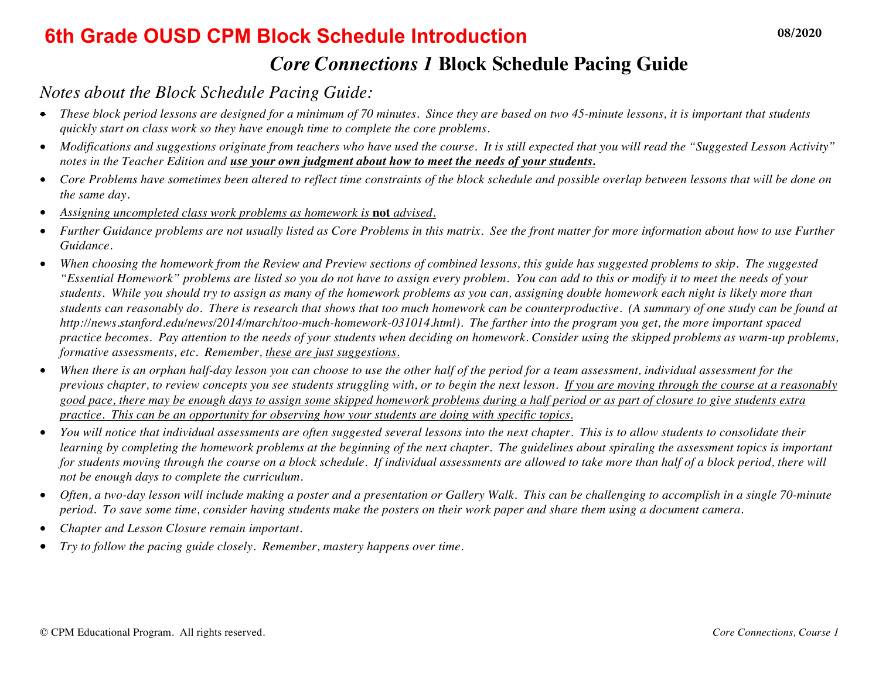# 6th Grade OUSD CPM Block Schedule Introduction

08/2020

## *Core Connections 1* Block Schedule Pacing Guide

### *Notes about the Block Schedule Pacing Guide:*

- *These block period lessons are designed for a minimum of 70 minutes. Since they are based on two 45-minute lessons, it is important that students quickly start on class work so they have enough time to complete the core problems.*
- *Modifications and suggestions originate from teachers who have used the course. It is still expected that you will read the "Suggested Lesson Activity" notes in the Teacher Edition and* ***use your own judgment about how to meet the needs of your students.***
- *Core Problems have sometimes been altered to reflect time constraints of the block schedule and possible overlap between lessons that will be done on the same day.*
- *Assigning uncompleted class work problems as homework is* **not** *advised.*
- *Further Guidance problems are not usually listed as Core Problems in this matrix. See the front matter for more information about how to use Further Guidance.*
- *When choosing the homework from the Review and Preview sections of combined lessons, this guide has suggested problems to skip. The suggested "Essential Homework" problems are listed so you do not have to assign every problem. You can add to this or modify it to meet the needs of your students. While you should try to assign as many of the homework problems as you can, assigning double homework each night is likely more than students can reasonably do. There is research that shows that too much homework can be counterproductive. (A summary of one study can be found at http://news.stanford.edu/news/2014/march/too-much-homework-031014.html). The farther into the program you get, the more important spaced practice becomes. Pay attention to the needs of your students when deciding on homework. Consider using the skipped problems as warm-up problems, formative assessments, etc. Remember, these are just suggestions.*
- *When there is an orphan half-day lesson you can choose to use the other half of the period for a team assessment, individual assessment for the previous chapter, to review concepts you see students struggling with, or to begin the next lesson. If you are moving through the course at a reasonably good pace, there may be enough days to assign some skipped homework problems during a half period or as part of closure to give students extra practice. This can be an opportunity for observing how your students are doing with specific topics.*
- *You will notice that individual assessments are often suggested several lessons into the next chapter. This is to allow students to consolidate their learning by completing the homework problems at the beginning of the next chapter. The guidelines about spiraling the assessment topics is important for students moving through the course on a block schedule. If individual assessments are allowed to take more than half of a block period, there will not be enough days to complete the curriculum.*
- *Often, a two-day lesson will include making a poster and a presentation or Gallery Walk. This can be challenging to accomplish in a single 70-minute period. To save some time, consider having students make the posters on their work paper and share them using a document camera.*
- *Chapter and Lesson Closure remain important.*
- *Try to follow the pacing guide closely. Remember, mastery happens over time.*

© CPM Educational Program. All rights reserved.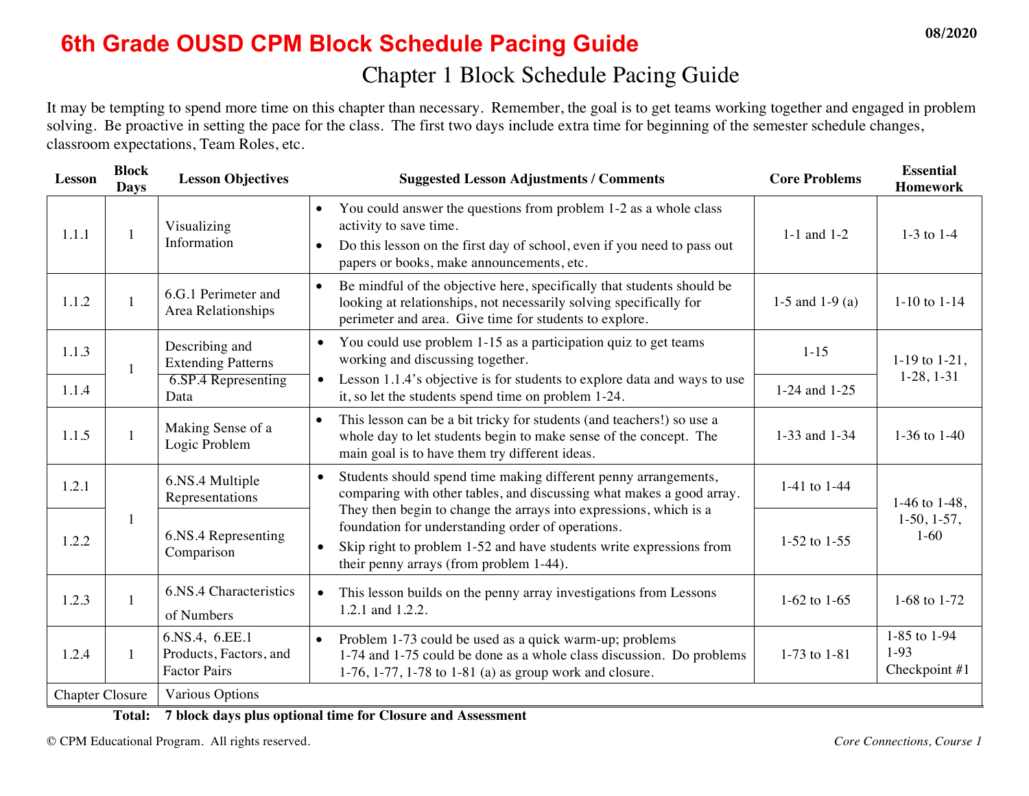# 6th Grade OUSD CPM Block Schedule Pacing Guide

08/2020

## Chapter 1 Block Schedule Pacing Guide

It may be tempting to spend more time on this chapter than necessary. Remember, the goal is to get teams working together and engaged in problem solving. Be proactive in setting the pace for the class. The first two days include extra time for beginning of the semester schedule changes, classroom expectations, Team Roles, etc.

| Lesson | Block Days | Lesson Objectives | Suggested Lesson Adjustments / Comments | Core Problems | Essential Homework |
|---|---|---|---|---|---|
| 1.1.1 | 1 | Visualizing Information | • You could answer the questions from problem 1-2 as a whole class activity to save time. • Do this lesson on the first day of school, even if you need to pass out papers or books, make announcements, etc. | 1-1 and 1-2 | 1-3 to 1-4 |
| 1.1.2 | 1 | 6.G.1 Perimeter and Area Relationships | • Be mindful of the objective here, specifically that students should be looking at relationships, not necessarily solving specifically for perimeter and area. Give time for students to explore. | 1-5 and 1-9 (a) | 1-10 to 1-14 |
| 1.1.3 | 1 | Describing and Extending Patterns | • You could use problem 1-15 as a participation quiz to get teams working and discussing together. • Lesson 1.1.4's objective is for students to explore data and ways to use it, so let the students spend time on problem 1-24. | 1-15 | 1-19 to 1-21, 1-28, 1-31 |
| 1.1.4 | | 6.SP.4 Representing Data | | 1-24 and 1-25 | |
| 1.1.5 | 1 | Making Sense of a Logic Problem | • This lesson can be a bit tricky for students (and teachers!) so use a whole day to let students begin to make sense of the concept. The main goal is to have them try different ideas. | 1-33 and 1-34 | 1-36 to 1-40 |
| 1.2.1 | 1 | 6.NS.4 Multiple Representations | • Students should spend time making different penny arrangements, comparing with other tables, and discussing what makes a good array. They then begin to change the arrays into expressions, which is a foundation for understanding order of operations. • Skip right to problem 1-52 and have students write expressions from their penny arrays (from problem 1-44). | 1-41 to 1-44 | 1-46 to 1-48, 1-50, 1-57, 1-60 |
| 1.2.2 | | 6.NS.4 Representing Comparison | | 1-52 to 1-55 | |
| 1.2.3 | 1 | 6.NS.4 Characteristics of Numbers | • This lesson builds on the penny array investigations from Lessons 1.2.1 and 1.2.2. | 1-62 to 1-65 | 1-68 to 1-72 |
| 1.2.4 | 1 | 6.NS.4, 6.EE.1 Products, Factors, and Factor Pairs | • Problem 1-73 could be used as a quick warm-up; problems 1-74 and 1-75 could be done as a whole class discussion. Do problems 1-76, 1-77, 1-78 to 1-81 (a) as group work and closure. | 1-73 to 1-81 | 1-85 to 1-94 1-93 Checkpoint #1 |
| Chapter Closure | | Various Options | | | |

**Total: 7 block days plus optional time for Closure and Assessment**

© CPM Educational Program. All rights reserved. *Core Connections, Course 1*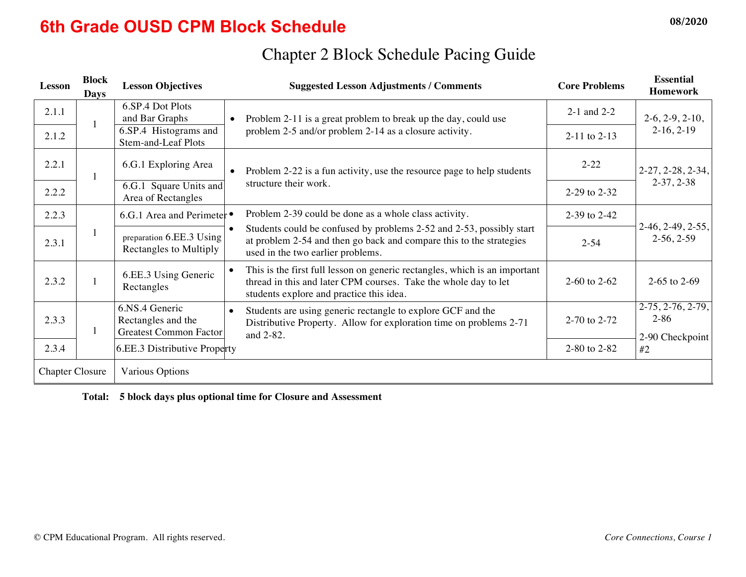# 6th Grade OUSD CPM Block Schedule

08/2020

## Chapter 2 Block Schedule Pacing Guide

| Lesson | Block Days | Lesson Objectives | Suggested Lesson Adjustments / Comments | Core Problems | Essential Homework |
|---|---|---|---|---|---|
| 2.1.1 | 1 | 6.SP.4 Dot Plots and Bar Graphs | • Problem 2-11 is a great problem to break up the day, could use problem 2-5 and/or problem 2-14 as a closure activity. | 2-1 and 2-2 | 2-6, 2-9, 2-10, 2-16, 2-19 |
| 2.1.2 | | 6.SP.4 Histograms and Stem-and-Leaf Plots | | 2-11 to 2-13 | |
| 2.2.1 | 1 | 6.G.1 Exploring Area | • Problem 2-22 is a fun activity, use the resource page to help students structure their work. | 2-22 | 2-27, 2-28, 2-34, 2-37, 2-38 |
| 2.2.2 | | 6.G.1 Square Units and Area of Rectangles | | 2-29 to 2-32 | |
| 2.2.3 | 1 | 6.G.1 Area and Perimeter | • Problem 2-39 could be done as a whole class activity. | 2-39 to 2-42 | 2-46, 2-49, 2-55, 2-56, 2-59 |
| 2.3.1 | | preparation 6.EE.3 Using Rectangles to Multiply | • Students could be confused by problems 2-52 and 2-53, possibly start at problem 2-54 and then go back and compare this to the strategies used in the two earlier problems. | 2-54 | |
| 2.3.2 | 1 | 6.EE.3 Using Generic Rectangles | • This is the first full lesson on generic rectangles, which is an important thread in this and later CPM courses. Take the whole day to let students explore and practice this idea. | 2-60 to 2-62 | 2-65 to 2-69 |
| 2.3.3 | 1 | 6.NS.4 Generic Rectangles and the Greatest Common Factor | • Students are using generic rectangle to explore GCF and the Distributive Property. Allow for exploration time on problems 2-71 and 2-82. | 2-70 to 2-72 | 2-75, 2-76, 2-79, 2-86<br>2-90 Checkpoint #2 |
| 2.3.4 | | 6.EE.3 Distributive Property | | 2-80 to 2-82 | |
| Chapter Closure | | Various Options | | | |

**Total: 5 block days plus optional time for Closure and Assessment**

© CPM Educational Program. All rights reserved.

*Core Connections, Course 1*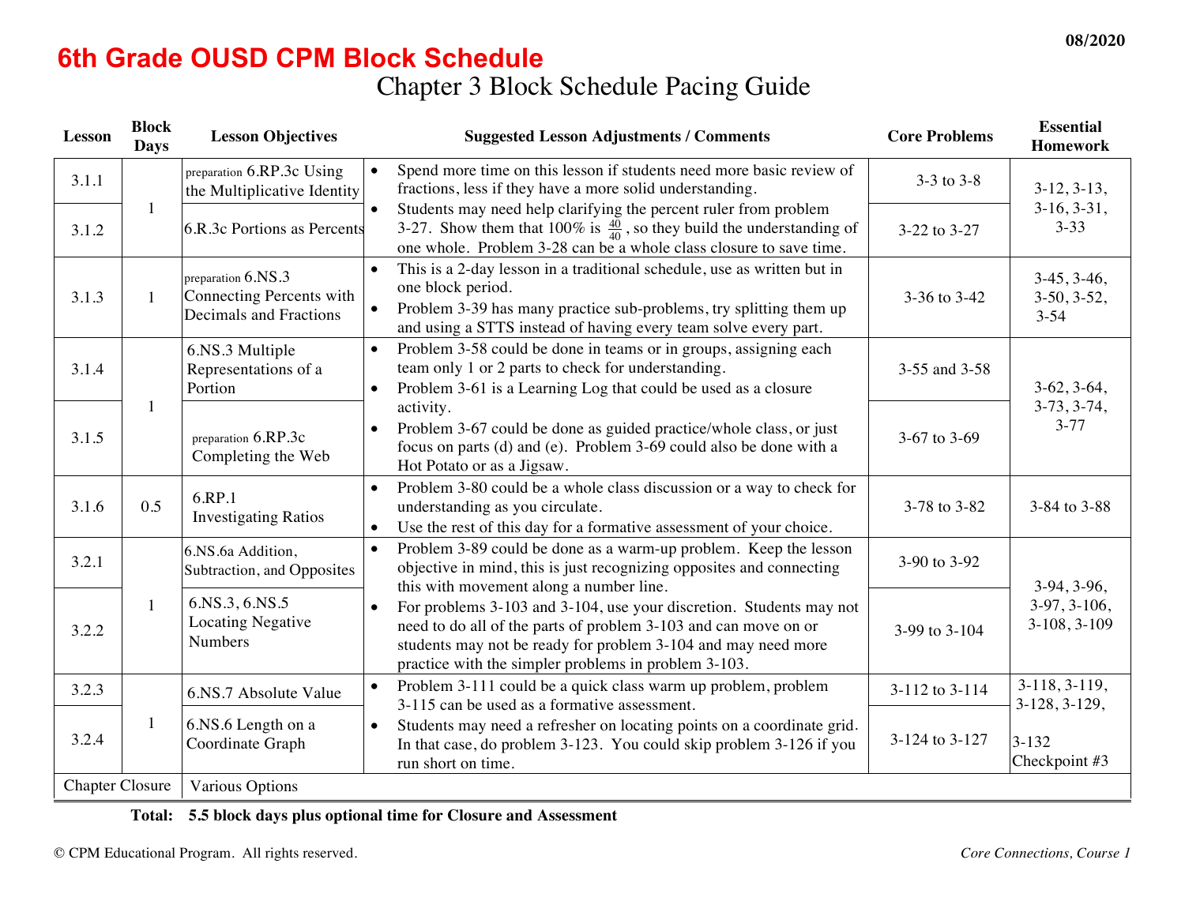08/2020

# 6th Grade OUSD CPM Block Schedule

## Chapter 3 Block Schedule Pacing Guide

| Lesson | Block Days | Lesson Objectives | Suggested Lesson Adjustments / Comments | Core Problems | Essential Homework |
|---|---|---|---|---|---|
| 3.1.1 | 1 | preparation 6.RP.3c Using the Multiplicative Identity | • Spend more time on this lesson if students need more basic review of fractions, less if they have a more solid understanding.<br>• Students may need help clarifying the percent ruler from problem 3-27. Show them that 100% is $\frac{40}{40}$, so they build the understanding of one whole. Problem 3-28 can be a whole class closure to save time. | 3-3 to 3-8 | 3-12, 3-13, 3-16, 3-31, 3-33 |
| 3.1.2 | | 6.R.3c Portions as Percents | | 3-22 to 3-27 | |
| 3.1.3 | 1 | preparation 6.NS.3 Connecting Percents with Decimals and Fractions | • This is a 2-day lesson in a traditional schedule, use as written but in one block period.<br>• Problem 3-39 has many practice sub-problems, try splitting them up and using a STTS instead of having every team solve every part. | 3-36 to 3-42 | 3-45, 3-46, 3-50, 3-52, 3-54 |
| 3.1.4 | 1 | 6.NS.3 Multiple Representations of a Portion | • Problem 3-58 could be done in teams or in groups, assigning each team only 1 or 2 parts to check for understanding.<br>• Problem 3-61 is a Learning Log that could be used as a closure activity.<br>• Problem 3-67 could be done as guided practice/whole class, or just focus on parts (d) and (e). Problem 3-69 could also be done with a Hot Potato or as a Jigsaw. | 3-55 and 3-58 | 3-62, 3-64, 3-73, 3-74, 3-77 |
| 3.1.5 | | preparation 6.RP.3c Completing the Web | | 3-67 to 3-69 | |
| 3.1.6 | 0.5 | 6.RP.1 Investigating Ratios | • Problem 3-80 could be a whole class discussion or a way to check for understanding as you circulate.<br>• Use the rest of this day for a formative assessment of your choice. | 3-78 to 3-82 | 3-84 to 3-88 |
| 3.2.1 | 1 | 6.NS.6a Addition, Subtraction, and Opposites | • Problem 3-89 could be done as a warm-up problem. Keep the lesson objective in mind, this is just recognizing opposites and connecting this with movement along a number line.<br>• For problems 3-103 and 3-104, use your discretion. Students may not need to do all of the parts of problem 3-103 and can move on or students may not be ready for problem 3-104 and may need more practice with the simpler problems in problem 3-103. | 3-90 to 3-92 | 3-94, 3-96, 3-97, 3-106, 3-108, 3-109 |
| 3.2.2 | | 6.NS.3, 6.NS.5 Locating Negative Numbers | | 3-99 to 3-104 | |
| 3.2.3 | 1 | 6.NS.7 Absolute Value | • Problem 3-111 could be a quick class warm up problem, problem 3-115 can be used as a formative assessment.<br>• Students may need a refresher on locating points on a coordinate grid. In that case, do problem 3-123. You could skip problem 3-126 if you run short on time. | 3-112 to 3-114 | 3-118, 3-119, 3-128, 3-129, 3-132 Checkpoint #3 |
| 3.2.4 | | 6.NS.6 Length on a Coordinate Graph | | 3-124 to 3-127 | |
| Chapter Closure | | Various Options | | | |

**Total: 5.5 block days plus optional time for Closure and Assessment**

© CPM Educational Program. All rights reserved.

*Core Connections, Course 1*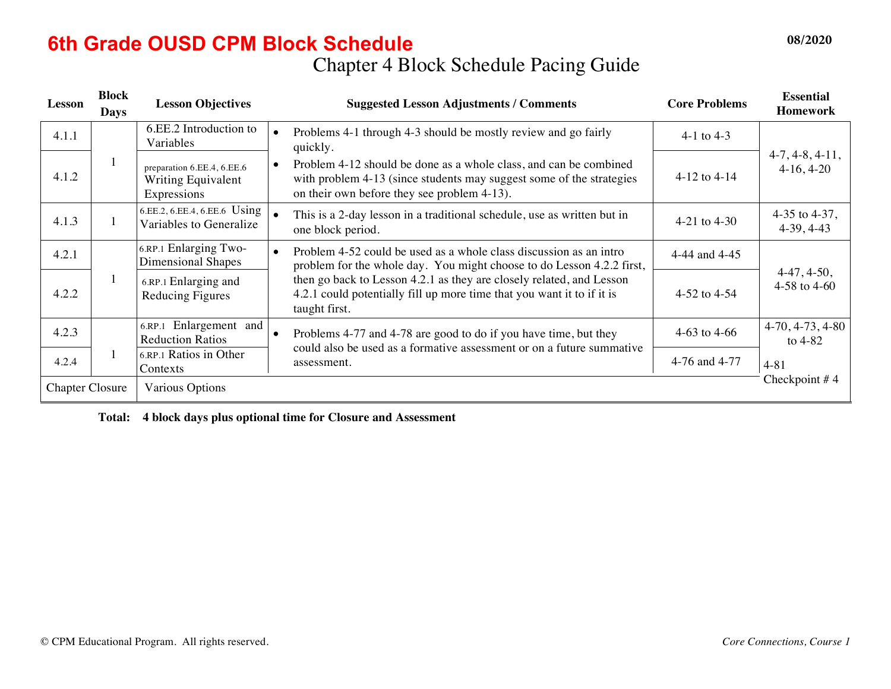# 6th Grade OUSD CPM Block Schedule

08/2020

## Chapter 4 Block Schedule Pacing Guide

| Lesson | Block Days | Lesson Objectives | Suggested Lesson Adjustments / Comments | Core Problems | Essential Homework |
|---|---|---|---|---|---|
| 4.1.1 | 1 | 6.EE.2 Introduction to Variables | • Problems 4-1 through 4-3 should be mostly review and go fairly quickly.<br>• Problem 4-12 should be done as a whole class, and can be combined with problem 4-13 (since students may suggest some of the strategies on their own before they see problem 4-13). | 4-1 to 4-3 | 4-7, 4-8, 4-11, 4-16, 4-20 |
| 4.1.2 | | preparation 6.EE.4, 6.EE.6 Writing Equivalent Expressions | | 4-12 to 4-14 | |
| 4.1.3 | 1 | 6.EE.2, 6.EE.4, 6.EE.6 Using Variables to Generalize | • This is a 2-day lesson in a traditional schedule, use as written but in one block period. | 4-21 to 4-30 | 4-35 to 4-37, 4-39, 4-43 |
| 4.2.1 | 1 | 6.RP.1 Enlarging Two-Dimensional Shapes | • Problem 4-52 could be used as a whole class discussion as an intro problem for the whole day. You might choose to do Lesson 4.2.2 first, then go back to Lesson 4.2.1 as they are closely related, and Lesson 4.2.1 could potentially fill up more time that you want it to if it is taught first. | 4-44 and 4-45 | 4-47, 4-50, 4-58 to 4-60 |
| 4.2.2 | | 6.RP.1 Enlarging and Reducing Figures | | 4-52 to 4-54 | |
| 4.2.3 | 1 | 6.RP.1 Enlargement and Reduction Ratios | • Problems 4-77 and 4-78 are good to do if you have time, but they could also be used as a formative assessment or on a future summative assessment. | 4-63 to 4-66 | 4-70, 4-73, 4-80 to 4-82 |
| 4.2.4 | | 6.RP.1 Ratios in Other Contexts | | 4-76 and 4-77 | 4-81 Checkpoint # 4 |
| Chapter Closure | | Various Options | | | |

**Total: 4 block days plus optional time for Closure and Assessment**

© CPM Educational Program. All rights reserved. *Core Connections, Course 1*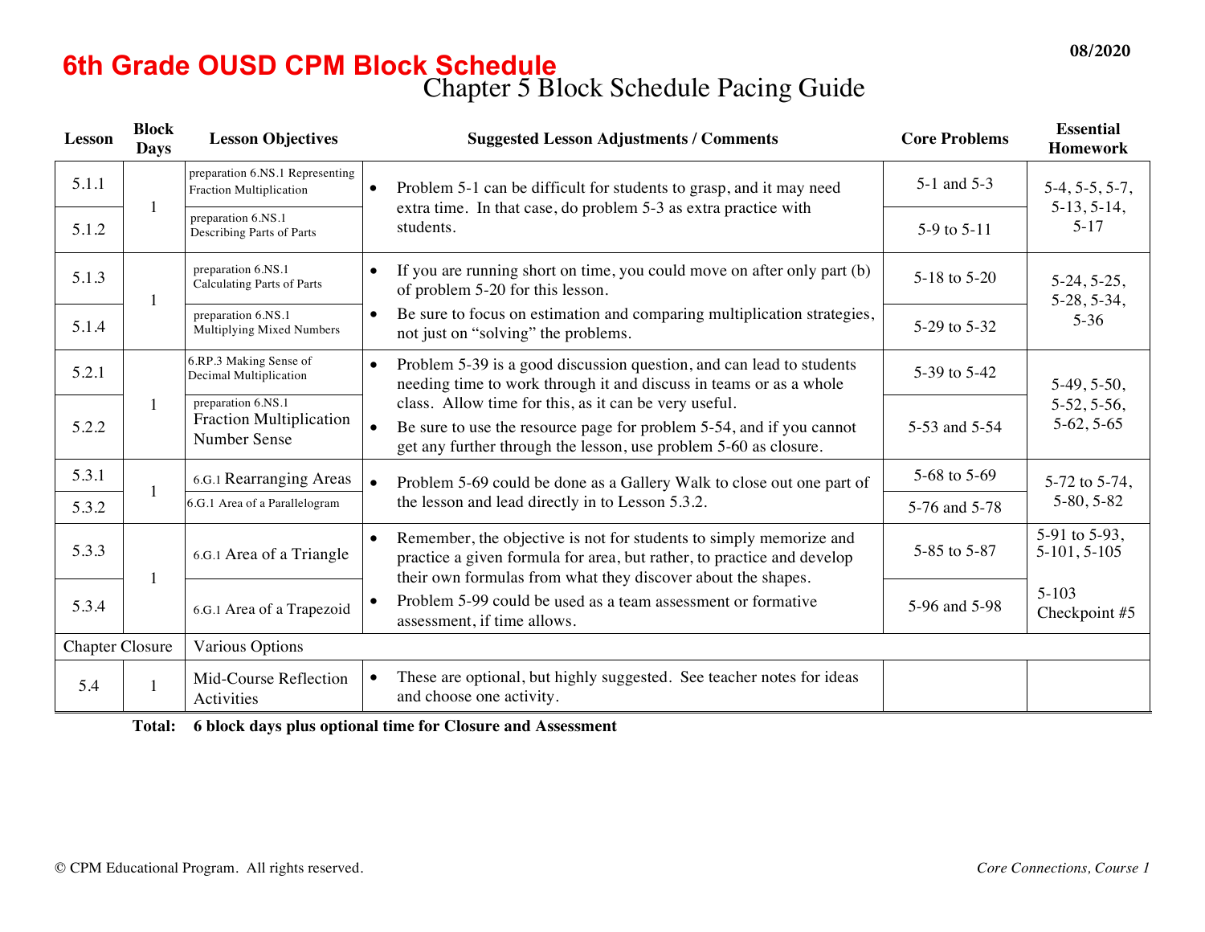# 6th Grade OUSD CPM Block Schedule

08/2020

## Chapter 5 Block Schedule Pacing Guide

| Lesson | Block Days | Lesson Objectives | Suggested Lesson Adjustments / Comments | Core Problems | Essential Homework |
|---|---|---|---|---|---|
| 5.1.1 | 1 | preparation 6.NS.1 Representing Fraction Multiplication | • Problem 5-1 can be difficult for students to grasp, and it may need extra time. In that case, do problem 5-3 as extra practice with students. | 5-1 and 5-3 | 5-4, 5-5, 5-7, 5-13, 5-14, 5-17 |
| 5.1.2 | | preparation 6.NS.1 Describing Parts of Parts | | 5-9 to 5-11 | |
| 5.1.3 | 1 | preparation 6.NS.1 Calculating Parts of Parts | • If you are running short on time, you could move on after only part (b) of problem 5-20 for this lesson. • Be sure to focus on estimation and comparing multiplication strategies, not just on "solving" the problems. | 5-18 to 5-20 | 5-24, 5-25, 5-28, 5-34, 5-36 |
| 5.1.4 | | preparation 6.NS.1 Multiplying Mixed Numbers | | 5-29 to 5-32 | |
| 5.2.1 | 1 | 6.RP.3 Making Sense of Decimal Multiplication | • Problem 5-39 is a good discussion question, and can lead to students needing time to work through it and discuss in teams or as a whole class. Allow time for this, as it can be very useful. • Be sure to use the resource page for problem 5-54, and if you cannot get any further through the lesson, use problem 5-60 as closure. | 5-39 to 5-42 | 5-49, 5-50, 5-52, 5-56, 5-62, 5-65 |
| 5.2.2 | | preparation 6.NS.1 Fraction Multiplication Number Sense | | 5-53 and 5-54 | |
| 5.3.1 | 1 | 6.G.1 Rearranging Areas | • Problem 5-69 could be done as a Gallery Walk to close out one part of the lesson and lead directly in to Lesson 5.3.2. | 5-68 to 5-69 | 5-72 to 5-74, 5-80, 5-82 |
| 5.3.2 | | 6.G.1 Area of a Parallelogram | | 5-76 and 5-78 | |
| 5.3.3 | 1 | 6.G.1 Area of a Triangle | • Remember, the objective is not for students to simply memorize and practice a given formula for area, but rather, to practice and develop their own formulas from what they discover about the shapes. • Problem 5-99 could be used as a team assessment or formative assessment, if time allows. | 5-85 to 5-87 | 5-91 to 5-93, 5-101, 5-105 |
| 5.3.4 | | 6.G.1 Area of a Trapezoid | | 5-96 and 5-98 | 5-103 Checkpoint #5 |
| Chapter Closure | | Various Options | | | |
| 5.4 | 1 | Mid-Course Reflection Activities | • These are optional, but highly suggested. See teacher notes for ideas and choose one activity. | | |

**Total: 6 block days plus optional time for Closure and Assessment**

© CPM Educational Program. All rights reserved.

*Core Connections, Course 1*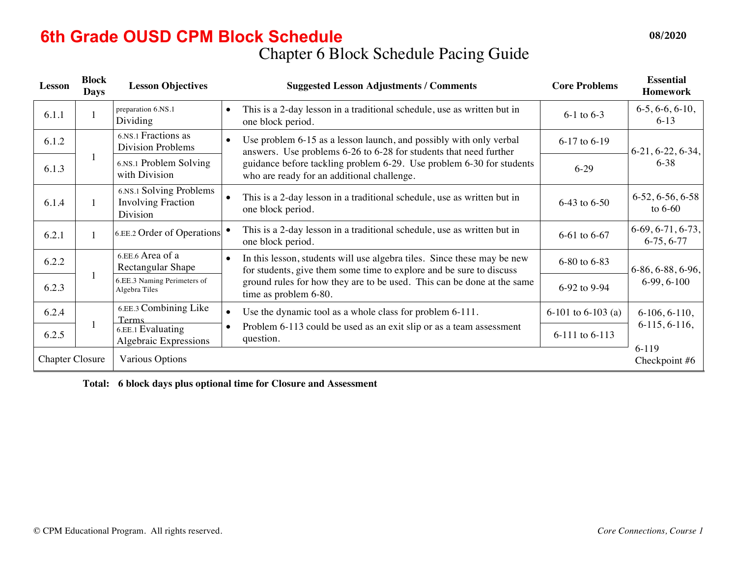# 6th Grade OUSD CPM Block Schedule

08/2020

## Chapter 6 Block Schedule Pacing Guide

| Lesson | Block Days | Lesson Objectives | Suggested Lesson Adjustments / Comments | Core Problems | Essential Homework |
|---|---|---|---|---|---|
| 6.1.1 | 1 | preparation 6.NS.1 Dividing | • This is a 2-day lesson in a traditional schedule, use as written but in one block period. | 6-1 to 6-3 | 6-5, 6-6, 6-10, 6-13 |
| 6.1.2 | 1 | 6.NS.1 Fractions as Division Problems | • Use problem 6-15 as a lesson launch, and possibly with only verbal answers. Use problems 6-26 to 6-28 for students that need further guidance before tackling problem 6-29. Use problem 6-30 for students who are ready for an additional challenge. | 6-17 to 6-19 | 6-21, 6-22, 6-34, 6-38 |
| 6.1.3 | | 6.NS.1 Problem Solving with Division | | 6-29 | |
| 6.1.4 | 1 | 6.NS.1 Solving Problems Involving Fraction Division | • This is a 2-day lesson in a traditional schedule, use as written but in one block period. | 6-43 to 6-50 | 6-52, 6-56, 6-58 to 6-60 |
| 6.2.1 | 1 | 6.EE.2 Order of Operations | • This is a 2-day lesson in a traditional schedule, use as written but in one block period. | 6-61 to 6-67 | 6-69, 6-71, 6-73, 6-75, 6-77 |
| 6.2.2 | 1 | 6.EE.6 Area of a Rectangular Shape | • In this lesson, students will use algebra tiles. Since these may be new for students, give them some time to explore and be sure to discuss ground rules for how they are to be used. This can be done at the same time as problem 6-80. | 6-80 to 6-83 | 6-86, 6-88, 6-96, 6-99, 6-100 |
| 6.2.3 | | 6.EE.3 Naming Perimeters of Algebra Tiles | | 6-92 to 9-94 | |
| 6.2.4 | 1 | 6.EE.3 Combining Like Terms | • Use the dynamic tool as a whole class for problem 6-111.<br>• Problem 6-113 could be used as an exit slip or as a team assessment question. | 6-101 to 6-103 (a) | 6-106, 6-110, 6-115, 6-116, 6-119<br>Checkpoint #6 |
| 6.2.5 | | 6.EE.1 Evaluating Algebraic Expressions | | 6-111 to 6-113 | |
| Chapter Closure | | Various Options | | | |

**Total: 6 block days plus optional time for Closure and Assessment**

© CPM Educational Program. All rights reserved. *Core Connections, Course 1*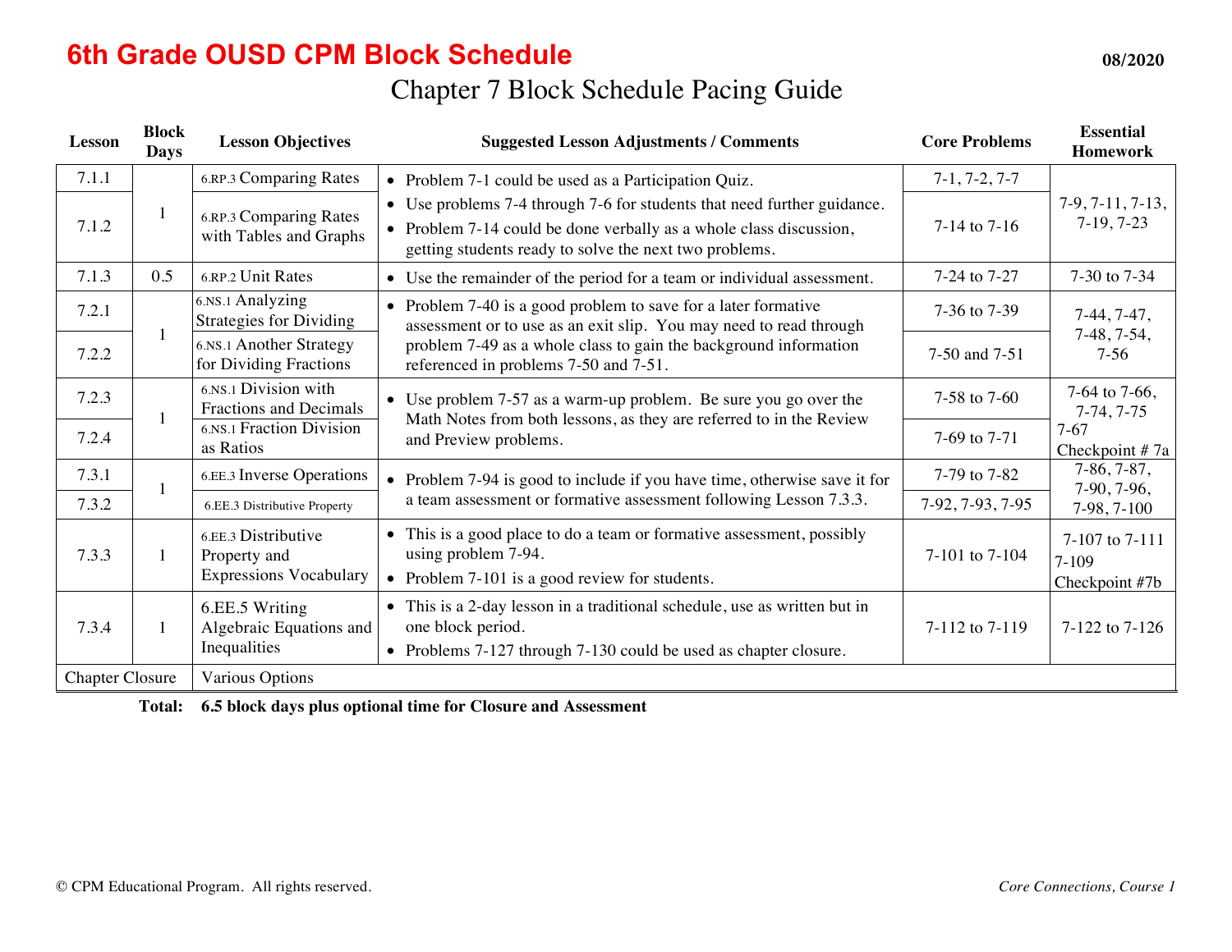# 6th Grade OUSD CPM Block Schedule

08/2020

## Chapter 7 Block Schedule Pacing Guide

| Lesson | Block Days | Lesson Objectives | Suggested Lesson Adjustments / Comments | Core Problems | Essential Homework |
|---|---|---|---|---|---|
| 7.1.1 | 1 | 6.RP.3 Comparing Rates | • Problem 7-1 could be used as a Participation Quiz.<br>• Use problems 7-4 through 7-6 for students that need further guidance.<br>• Problem 7-14 could be done verbally as a whole class discussion, getting students ready to solve the next two problems. | 7-1, 7-2, 7-7 | 7-9, 7-11, 7-13, 7-19, 7-23 |
| 7.1.2 | | 6.RP.3 Comparing Rates with Tables and Graphs | | 7-14 to 7-16 | |
| 7.1.3 | 0.5 | 6.RP.2 Unit Rates | • Use the remainder of the period for a team or individual assessment. | 7-24 to 7-27 | 7-30 to 7-34 |
| 7.2.1 | 1 | 6.NS.1 Analyzing Strategies for Dividing | • Problem 7-40 is a good problem to save for a later formative assessment or to use as an exit slip. You may need to read through problem 7-49 as a whole class to gain the background information referenced in problems 7-50 and 7-51. | 7-36 to 7-39 | 7-44, 7-47, 7-48, 7-54, 7-56 |
| 7.2.2 | | 6.NS.1 Another Strategy for Dividing Fractions | | 7-50 and 7-51 | |
| 7.2.3 | 1 | 6.NS.1 Division with Fractions and Decimals | • Use problem 7-57 as a warm-up problem. Be sure you go over the Math Notes from both lessons, as they are referred to in the Review and Preview problems. | 7-58 to 7-60 | 7-64 to 7-66, 7-74, 7-75<br>7-67 Checkpoint # 7a |
| 7.2.4 | | 6.NS.1 Fraction Division as Ratios | | 7-69 to 7-71 | |
| 7.3.1 | 1 | 6.EE.3 Inverse Operations | • Problem 7-94 is good to include if you have time, otherwise save it for a team assessment or formative assessment following Lesson 7.3.3. | 7-79 to 7-82 | 7-86, 7-87, 7-90, 7-96, 7-98, 7-100 |
| 7.3.2 | | 6.EE.3 Distributive Property | | 7-92, 7-93, 7-95 | |
| 7.3.3 | 1 | 6.EE.3 Distributive Property and Expressions Vocabulary | • This is a good place to do a team or formative assessment, possibly using problem 7-94.<br>• Problem 7-101 is a good review for students. | 7-101 to 7-104 | 7-107 to 7-111<br>7-109 Checkpoint #7b |
| 7.3.4 | 1 | 6.EE.5 Writing Algebraic Equations and Inequalities | • This is a 2-day lesson in a traditional schedule, use as written but in one block period.<br>• Problems 7-127 through 7-130 could be used as chapter closure. | 7-112 to 7-119 | 7-122 to 7-126 |
| Chapter Closure | | Various Options | | | |

**Total: 6.5 block days plus optional time for Closure and Assessment**

© CPM Educational Program. All rights reserved. *Core Connections, Course 1*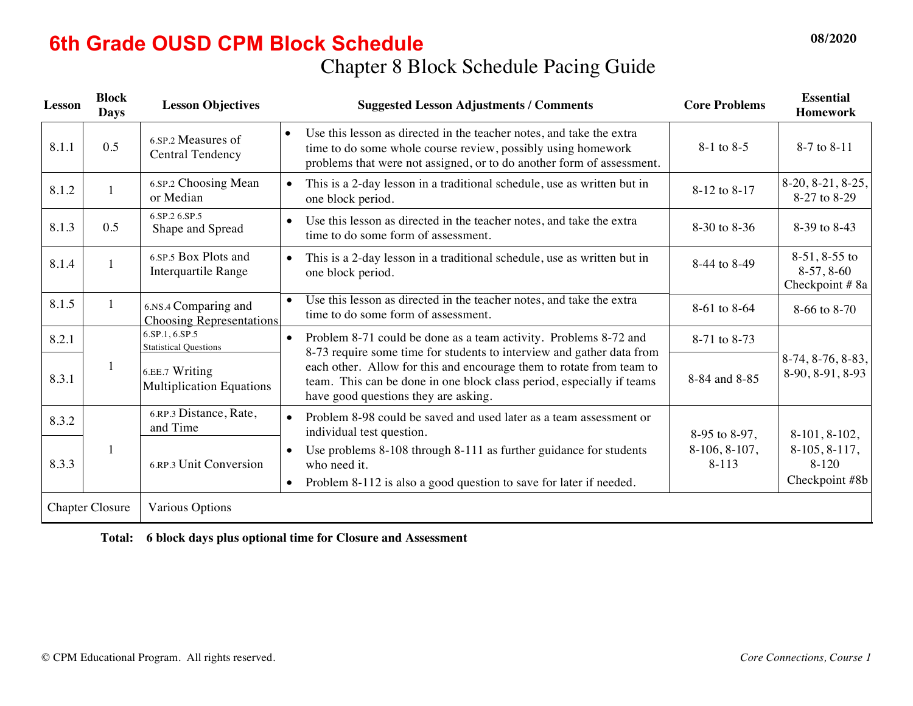# 6th Grade OUSD CPM Block Schedule

08/2020

## Chapter 8 Block Schedule Pacing Guide

| Lesson | Block Days | Lesson Objectives | Suggested Lesson Adjustments / Comments | Core Problems | Essential Homework |
|---|---|---|---|---|---|
| 8.1.1 | 0.5 | 6.SP.2 Measures of Central Tendency | • Use this lesson as directed in the teacher notes, and take the extra time to do some whole course review, possibly using homework problems that were not assigned, or to do another form of assessment. | 8-1 to 8-5 | 8-7 to 8-11 |
| 8.1.2 | 1 | 6.SP.2 Choosing Mean or Median | • This is a 2-day lesson in a traditional schedule, use as written but in one block period. | 8-12 to 8-17 | 8-20, 8-21, 8-25, 8-27 to 8-29 |
| 8.1.3 | 0.5 | 6.SP.2 6.SP.5 Shape and Spread | • Use this lesson as directed in the teacher notes, and take the extra time to do some form of assessment. | 8-30 to 8-36 | 8-39 to 8-43 |
| 8.1.4 | 1 | 6.SP.5 Box Plots and Interquartile Range | • This is a 2-day lesson in a traditional schedule, use as written but in one block period. | 8-44 to 8-49 | 8-51, 8-55 to 8-57, 8-60 Checkpoint # 8a |
| 8.1.5 | 1 | 6.NS.4 Comparing and Choosing Representations | • Use this lesson as directed in the teacher notes, and take the extra time to do some form of assessment. | 8-61 to 8-64 | 8-66 to 8-70 |
| 8.2.1 | 1 | 6.SP.1, 6.SP.5 Statistical Questions | • Problem 8-71 could be done as a team activity. Problems 8-72 and 8-73 require some time for students to interview and gather data from each other. Allow for this and encourage them to rotate from team to team. This can be done in one block class period, especially if teams have good questions they are asking. | 8-71 to 8-73 | 8-74, 8-76, 8-83, 8-90, 8-91, 8-93 |
| 8.3.1 | | 6.EE.7 Writing Multiplication Equations | | 8-84 and 8-85 | |
| 8.3.2 | 1 | 6.RP.3 Distance, Rate, and Time | • Problem 8-98 could be saved and used later as a team assessment or individual test question.<br>• Use problems 8-108 through 8-111 as further guidance for students who need it.<br>• Problem 8-112 is also a good question to save for later if needed. | 8-95 to 8-97, 8-106, 8-107, 8-113 | 8-101, 8-102, 8-105, 8-117, 8-120 Checkpoint #8b |
| 8.3.3 | | 6.RP.3 Unit Conversion | | | |
| Chapter Closure | | Various Options | | | |

**Total: 6 block days plus optional time for Closure and Assessment**

© CPM Educational Program. All rights reserved. *Core Connections, Course 1*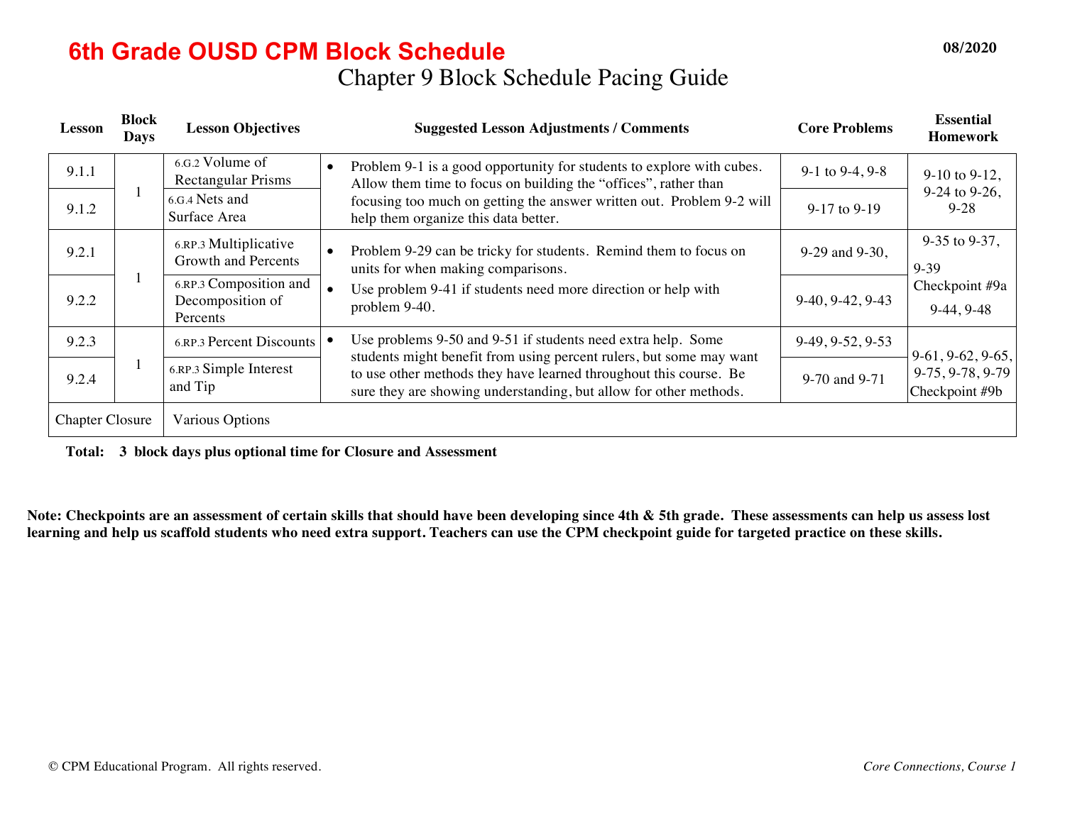# 6th Grade OUSD CPM Block Schedule

08/2020

## Chapter 9 Block Schedule Pacing Guide

| Lesson | Block Days | Lesson Objectives | Suggested Lesson Adjustments / Comments | Core Problems | Essential Homework |
|---|---|---|---|---|---|
| 9.1.1 | 1 | 6.G.2 Volume of Rectangular Prisms | • Problem 9-1 is a good opportunity for students to explore with cubes. Allow them time to focus on building the "offices", rather than focusing too much on getting the answer written out. Problem 9-2 will help them organize this data better. | 9-1 to 9-4, 9-8 | 9-10 to 9-12, 9-24 to 9-26, 9-28 |
| 9.1.2 | | 6.G.4 Nets and Surface Area | | 9-17 to 9-19 | |
| 9.2.1 | 1 | 6.RP.3 Multiplicative Growth and Percents | • Problem 9-29 can be tricky for students. Remind them to focus on units for when making comparisons.<br>• Use problem 9-41 if students need more direction or help with problem 9-40. | 9-29 and 9-30, | 9-35 to 9-37, 9-39 Checkpoint #9a 9-44, 9-48 |
| 9.2.2 | | 6.RP.3 Composition and Decomposition of Percents | | 9-40, 9-42, 9-43 | |
| 9.2.3 | 1 | 6.RP.3 Percent Discounts | • Use problems 9-50 and 9-51 if students need extra help. Some students might benefit from using percent rulers, but some may want to use other methods they have learned throughout this course. Be sure they are showing understanding, but allow for other methods. | 9-49, 9-52, 9-53 | 9-61, 9-62, 9-65, 9-75, 9-78, 9-79 Checkpoint #9b |
| 9.2.4 | | 6.RP.3 Simple Interest and Tip | | 9-70 and 9-71 | |
| Chapter Closure | | Various Options | | | |

**Total: 3 block days plus optional time for Closure and Assessment**

**Note: Checkpoints are an assessment of certain skills that should have been developing since 4th & 5th grade. These assessments can help us assess lost learning and help us scaffold students who need extra support. Teachers can use the CPM checkpoint guide for targeted practice on these skills.**

© CPM Educational Program. All rights reserved.

*Core Connections, Course 1*